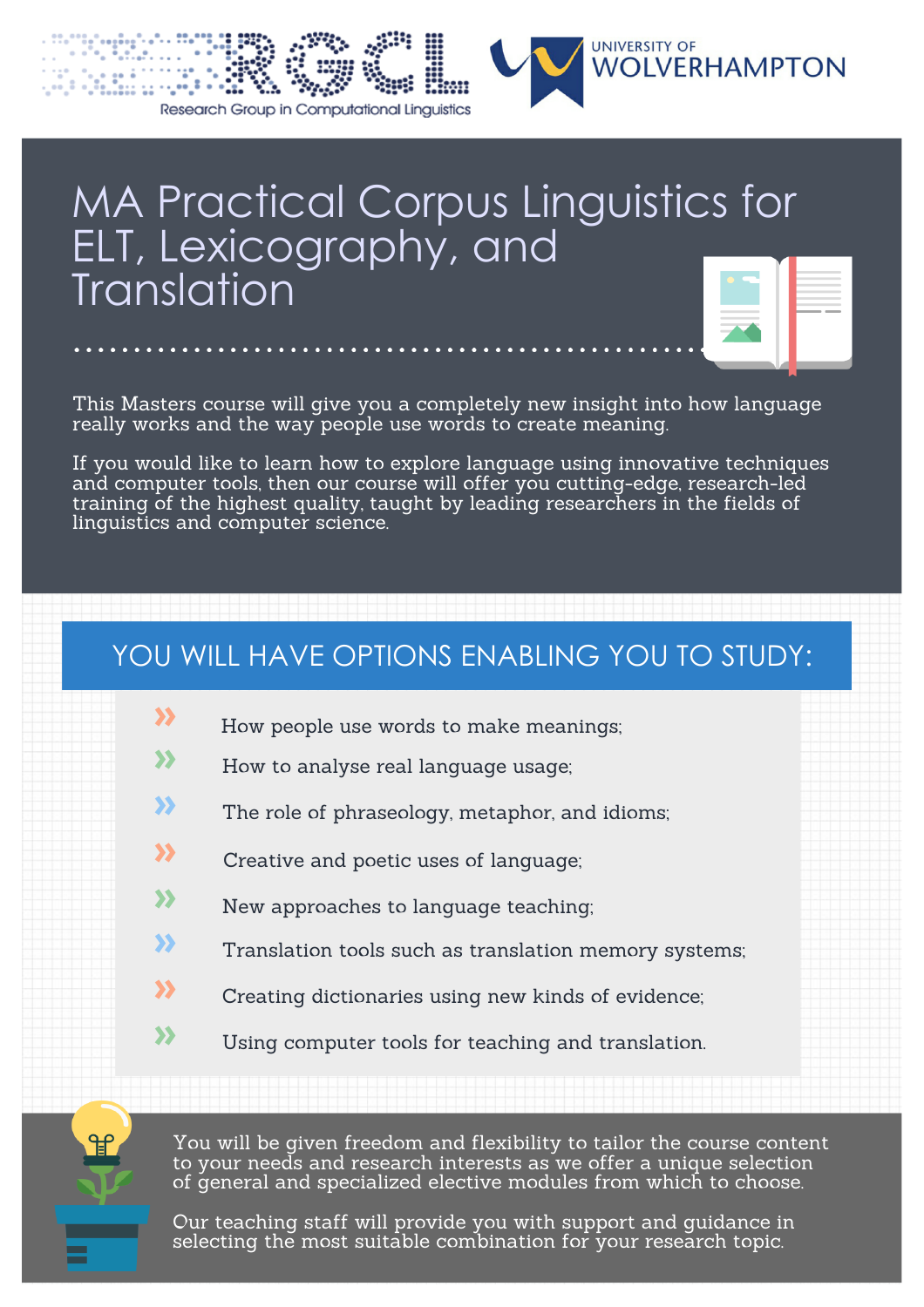RGCL

Research Group in Computational Linguistics

UNIVERSITY OF WOLVERHAMPTON

# MA Practical Corpus Linguistics for ELT, Lexicography, and Translation

This Masters course will give you a completely new insight into how language really works and the way people use words to create meaning.

If you would like to learn how to explore language using innovative techniques and computer tools, then our course will offer you cutting-edge, research-led training of the highest quality, taught by leading researchers in the fields of linguistics and computer science.

## YOU WILL HAVE OPTIONS ENABLING YOU TO STUDY:

- How people use words to make meanings;
- How to analyse real language usage;
- The role of phraseology, metaphor, and idioms;
- Creative and poetic uses of language;
- New approaches to language teaching;
- Translation tools such as translation memory systems;
- Creating dictionaries using new kinds of evidence;
- Using computer tools for teaching and translation.

You will be given freedom and flexibility to tailor the course content to your needs and research interests as we offer a unique selection of general and specialized elective modules from which to choose.

Our teaching staff will provide you with support and guidance in selecting the most suitable combination for your research topic.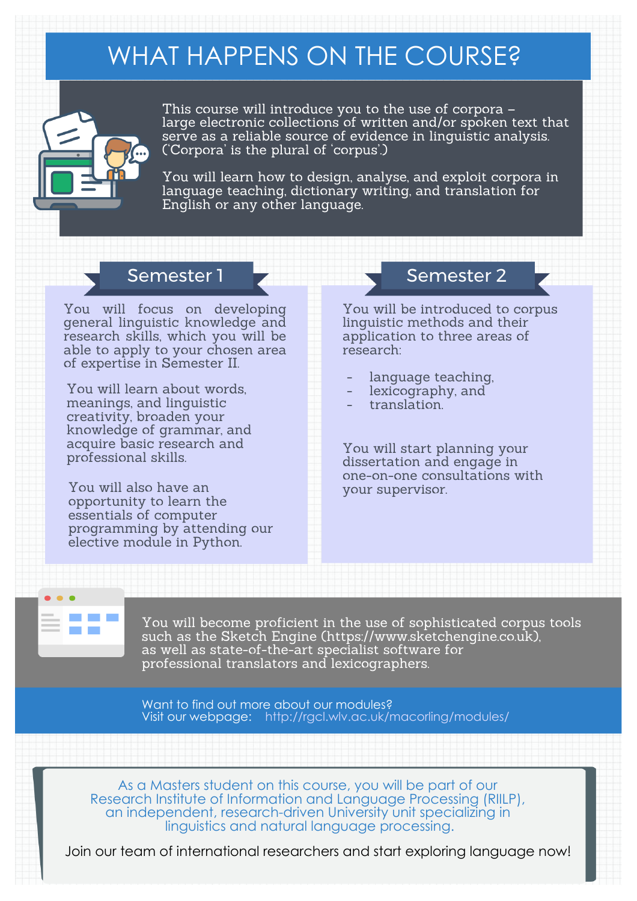# WHAT HAPPENS ON THE COURSE?

This course will introduce you to the use of corpora – large electronic collections of written and/or spoken text that serve as a reliable source of evidence in linguistic analysis. ('Corpora' is the plural of 'corpus'.)

You will learn how to design, analyse, and exploit corpora in language teaching, dictionary writing, and translation for English or any other language.

## Semester 1

You will focus on developing general linguistic knowledge and research skills, which you will be able to apply to your chosen area of expertise in Semester II.

You will learn about words, meanings, and linguistic creativity, broaden your knowledge of grammar, and acquire basic research and professional skills.

You will also have an opportunity to learn the essentials of computer programming by attending our elective module in Python.

## Semester 2

You will be introduced to corpus linguistic methods and their application to three areas of research:

- language teaching,
- lexicography, and
- translation.

You will start planning your dissertation and engage in one-on-one consultations with your supervisor.

You will become proficient in the use of sophisticated corpus tools such as the Sketch Engine (https://www.sketchengine.co.uk), as well as state-of-the-art specialist software for professional translators and lexicographers.

Want to find out more about our modules?
Visit our webpage: http://rgcl.wlv.ac.uk/macorling/modules/

As a Masters student on this course, you will be part of our Research Institute of Information and Language Processing (RIILP), an independent, research-driven University unit specializing in linguistics and natural language processing.

Join our team of international researchers and start exploring language now!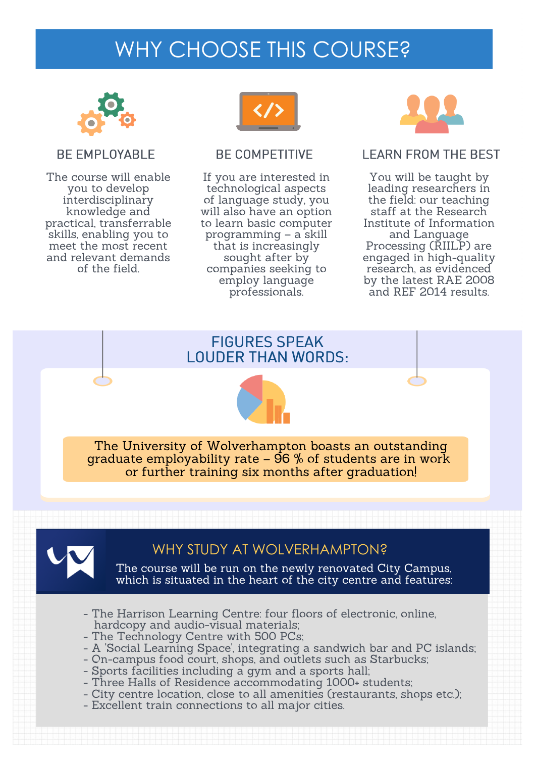# WHY CHOOSE THIS COURSE?

### BE EMPLOYABLE

The course will enable you to develop interdisciplinary knowledge and practical, transferrable skills, enabling you to meet the most recent and relevant demands of the field.

### BE COMPETITIVE

If you are interested in technological aspects of language study, you will also have an option to learn basic computer programming – a skill that is increasingly sought after by companies seeking to employ language professionals.

### LEARN FROM THE BEST

You will be taught by leading researchers in the field: our teaching staff at the Research Institute of Information and Language Processing (RIILP) are engaged in high-quality research, as evidenced by the latest RAE 2008 and REF 2014 results.

## FIGURES SPEAK LOUDER THAN WORDS:

The University of Wolverhampton boasts an outstanding graduate employability rate – 96 % of students are in work or further training six months after graduation!

## WHY STUDY AT WOLVERHAMPTON?

The course will be run on the newly renovated City Campus, which is situated in the heart of the city centre and features:

- The Harrison Learning Centre: four floors of electronic, online, hardcopy and audio-visual materials;
- The Technology Centre with 500 PCs;
- A 'Social Learning Space', integrating a sandwich bar and PC islands;
- On-campus food court, shops, and outlets such as Starbucks;
- Sports facilities including a gym and a sports hall;
- Three Halls of Residence accommodating 1000+ students;
- City centre location, close to all amenities (restaurants, shops etc.);
- Excellent train connections to all major cities.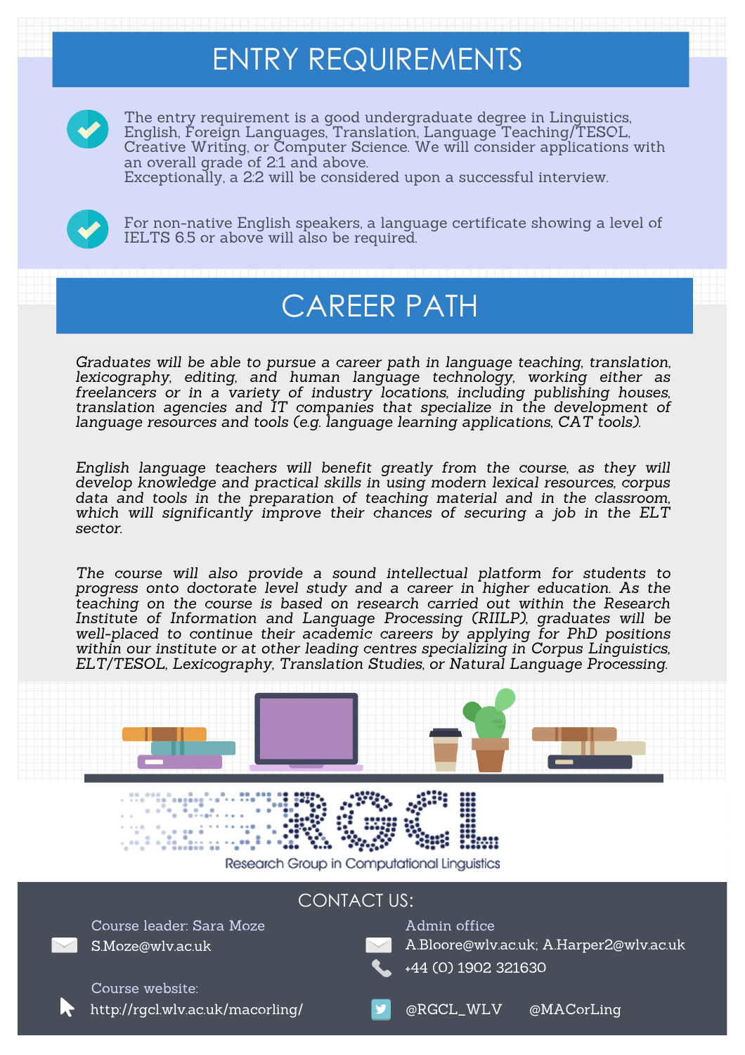## ENTRY REQUIREMENTS

- The entry requirement is a good undergraduate degree in Linguistics, English, Foreign Languages, Translation, Language Teaching/TESOL, Creative Writing, or Computer Science. We will consider applications with an overall grade of 2:1 and above.
  Exceptionally, a 2:2 will be considered upon a successful interview.
- For non-native English speakers, a language certificate showing a level of IELTS 6.5 or above will also be required.

## CAREER PATH

*Graduates will be able to pursue a career path in language teaching, translation, lexicography, editing, and human language technology, working either as freelancers or in a variety of industry locations, including publishing houses, translation agencies and IT companies that specialize in the development of language resources and tools (e.g. language learning applications, CAT tools).*

*English language teachers will benefit greatly from the course, as they will develop knowledge and practical skills in using modern lexical resources, corpus data and tools in the preparation of teaching material and in the classroom, which will significantly improve their chances of securing a job in the ELT sector.*

*The course will also provide a sound intellectual platform for students to progress onto doctorate level study and a career in higher education. As the teaching on the course is based on research carried out within the Research Institute of Information and Language Processing (RIILP), graduates will be well-placed to continue their academic careers by applying for PhD positions within our institute or at other leading centres specializing in Corpus Linguistics, ELT/TESOL, Lexicography, Translation Studies, or Natural Language Processing.*

RGCL
Research Group in Computational Linguistics

### CONTACT US:

Course leader: Sara Moze
S.Moze@wlv.ac.uk

Course website:
http://rgcl.wlv.ac.uk/macorling/

Admin office
A.Bloore@wlv.ac.uk; A.Harper2@wlv.ac.uk
+44 (0) 1902 321630

@RGCL_WLV @MACorLing